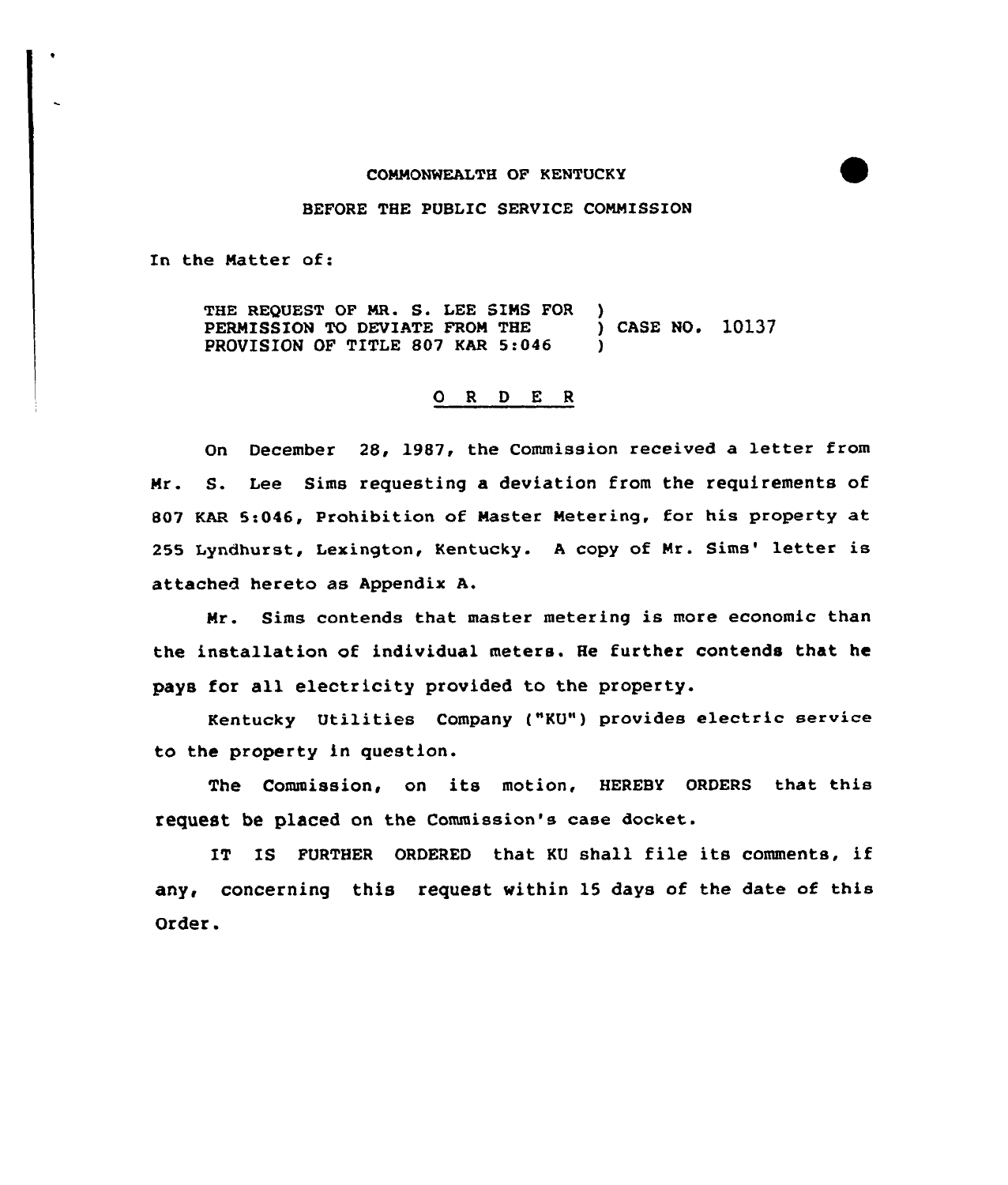COMMONWEALTH OF KENTUCKY

BEFORE THE PUBLIC SERVICE COMMISSION

In the Matter of:

THE REQUEST OF MR. S. LEE SIMS FOR PERMISSION TO DEVIATE FROM THE PROVISION OF TITLE 807 KAR 5:046 ) CASE NO. 10137

## O R D E R

On December 28, 1987, the Commission received a letter from Mr. S. Lee Sims requesting a deviation from the requirements of 807 KAR 5:046, Prohibition of Master Metering, for his property at 255 Lyndhurst, Lexington, Kentucky. A copy of Mr. Sims' letter is attached hereto as Appendix A.

Mr. Sims contends that master metering is more economic than the installation of individual meters. He further contends that he pays for all electricity provided to the property.

Kentucky Utilities Company ("KU") provides electric service to the property in question.

The Commission, on its motion, HEREBY ORDERS that this request be placed on the Commission's case docket.

IT IS FURTHER ORDERED that KU shall file its comments, if any, concerning this request within 15 days of the date of this Order.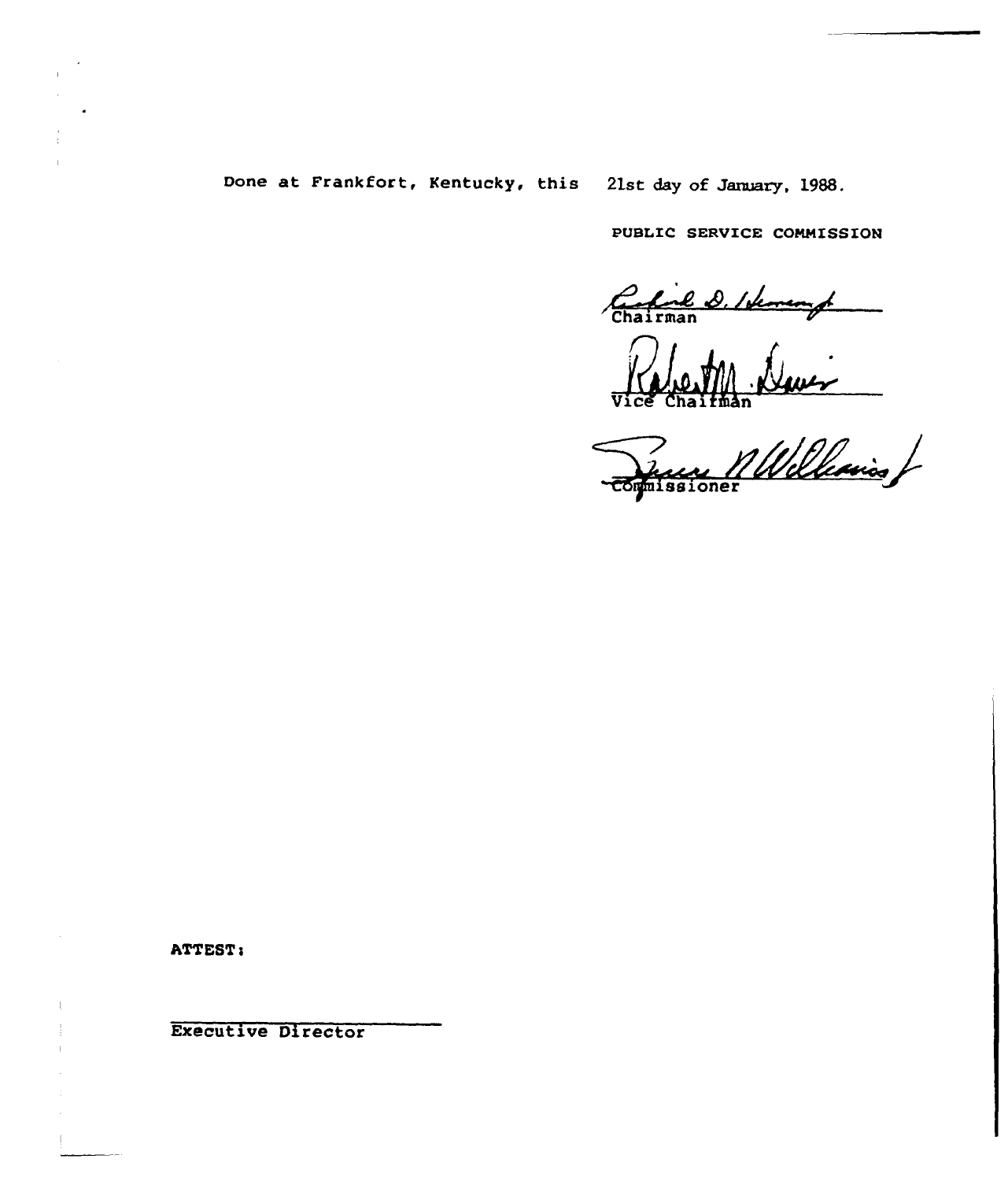Done at Frankfort, Kentucky, this 21st day of January, 1988.

PUBLIC SERVICE COMMISSION

Chairman

Vice Chairman

Commissioner

ATTEST:

Executive Director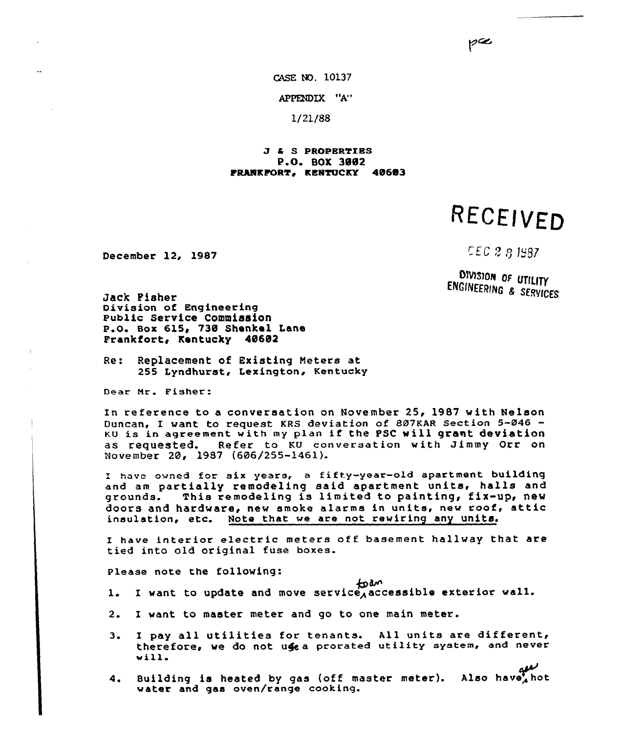pce

CASE NO. 10137

APPENDIX "A"

1/21/88

**J & S PROPERTIES**
**P.O. BOX 3002**
**FRANKFORT, KENTUCKY 40603**

**RECEIVED**

DEC 2 8 1987

DIVISION OF UTILITY ENGINEERING & SERVICES

December 12, 1987

Jack Fisher
Division of Engineering
Public Service Commission
P.O. Box 615, 730 Shenkel Lane
Frankfort, Kentucky 40602

Re: Replacement of Existing Meters at
255 Lyndhurst, Lexington, Kentucky

Dear Mr. Fisher:

In reference to a conversation on November 25, 1987 with Nelson Duncan, I want to request KRS deviation of 807KAR Section 5-046 - KU is in agreement with my plan if the PSC will grant deviation as requested. Refer to KU conversation with Jimmy Orr on November 20, 1987 (606/255-1461).

I have owned for six years, a fifty-year-old apartment building and am partially remodeling said apartment units, halls and grounds. This remodeling is limited to painting, fix-up, new doors and hardware, new smoke alarms in units, new roof, attic insulation, etc. Note that we are not rewiring any units.

I have interior electric meters off basement hallway that are tied into old original fuse boxes.

Please note the following:

1. I want to update and move service to an accessible exterior wall.
2. I want to master meter and go to one main meter.
3. I pay all utilities for tenants. All units are different, therefore, we do not use a prorated utility system, and never will.
4. Building is heated by gas (off master meter). Also have gas hot water and gas oven/range cooking.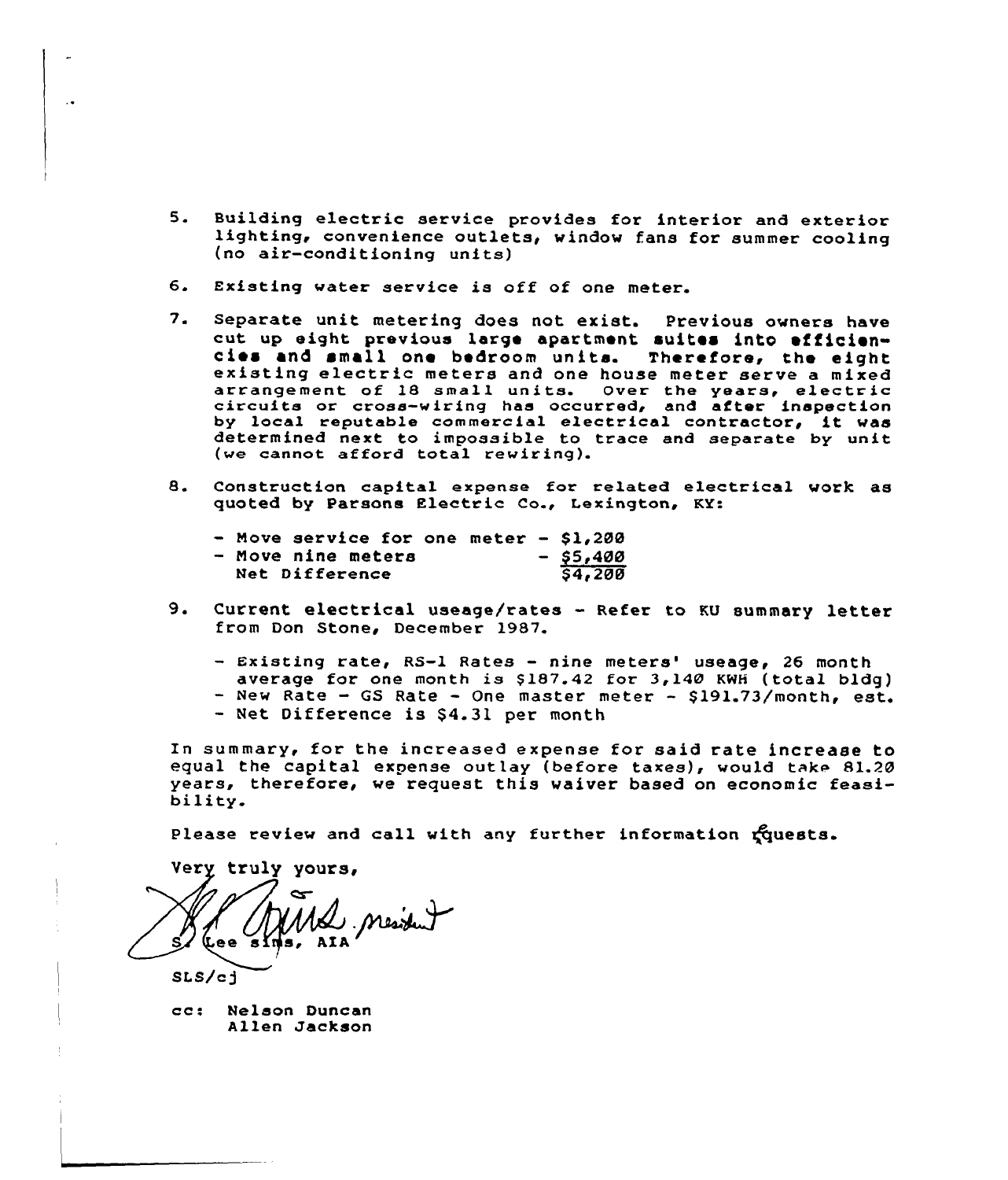5. Building electric service provides for interior and exterior lighting, convenience outlets, window fans for summer cooling (no air-conditioning units)

6. Existing water service is off of one meter.

7. Separate unit metering does not exist. Previous owners have cut up eight previous large apartment suites into efficiencies and small one bedroom units. Therefore, the eight existing electric meters and one house meter serve a mixed arrangement of 18 small units. Over the years, electric circuits or cross-wiring has occurred, and after inspection by local reputable commercial electrical contractor, it was determined next to impossible to trace and separate by unit (we cannot afford total rewiring).

8. Construction capital expense for related electrical work as quoted by Parsons Electric Co., Lexington, KY:

   - Move service for one meter - $1,200
   - Move nine meters - $5,400
   
   Net Difference $4,200

9. Current electrical useage/rates - Refer to KU summary letter from Don Stone, December 1987.

   - Existing rate, RS-1 Rates - nine meters' useage, 26 month average for one month is $187.42 for 3,140 KWH (total bldg)
   - New Rate - GS Rate - One master meter - $191.73/month, est.
   - Net Difference is $4.31 per month

In summary, for the increased expense for said rate increase to equal the capital expense outlay (before taxes), would take 81.20 years, therefore, we request this waiver based on economic feasibility.

Please review and call with any further information requests.

Very truly yours,

S. Lee Sims, AIA, President

SLS/cj

cc: Nelson Duncan
Allen Jackson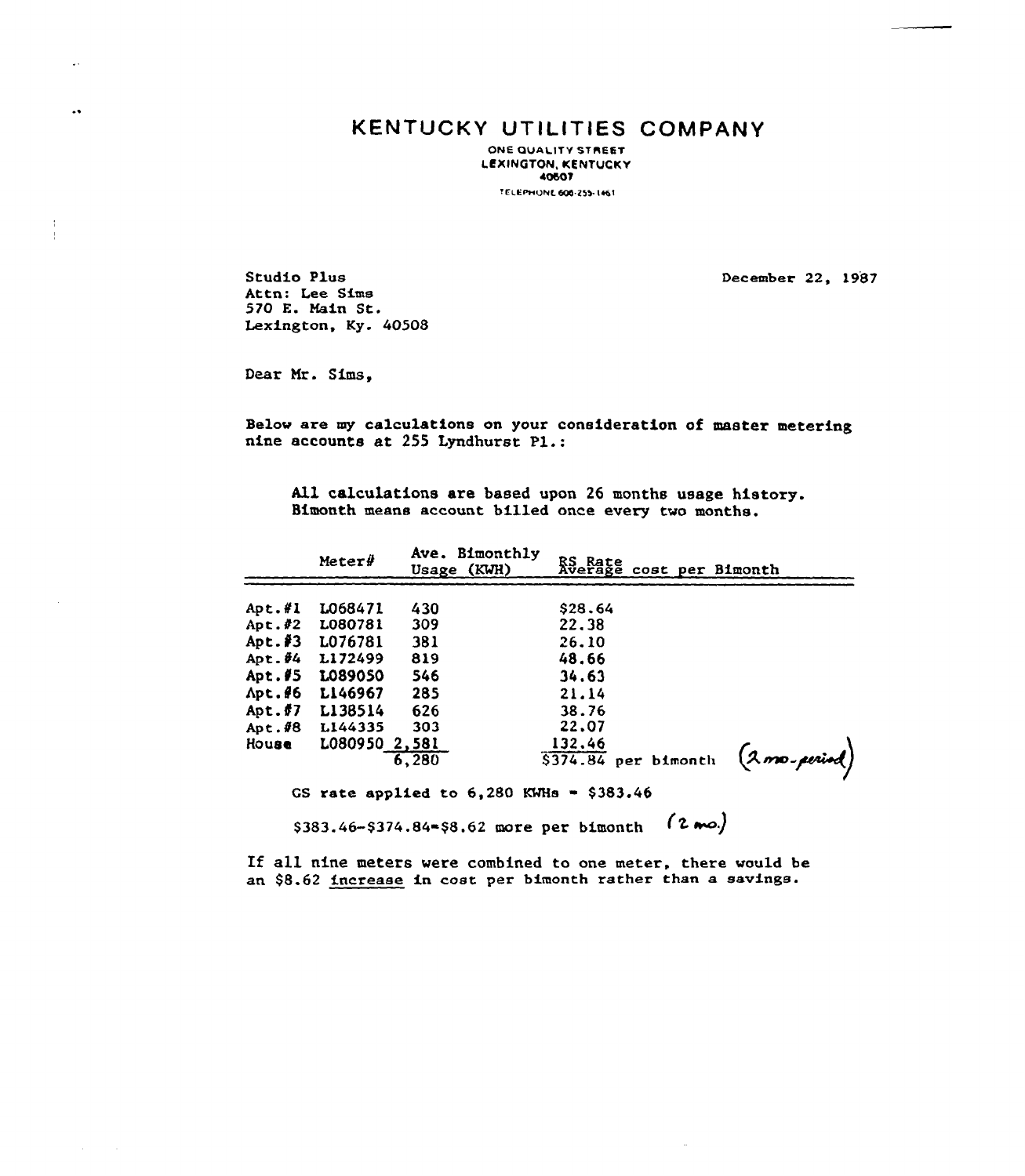# KENTUCKY UTILITIES COMPANY

ONE QUALITY STREET
LEXINGTON, KENTUCKY
40507
TELEPHONE 606-255-1461

Studio Plus
Attn: Lee Sims
570 E. Main St.
Lexington, Ky. 40508

December 22, 1987

Dear Mr. Sims,

Below are my calculations on your consideration of master metering nine accounts at 255 Lyndhurst Pl.:

All calculations are based upon 26 months usage history. Bimonth means account billed once every two months.

| | Meter# | Ave. Bimonthly Usage (KWH) | RS Rate Average cost per Bimonth |
|---|---|---|---|
| Apt.#1 | L068471 | 430 | $28.64 |
| Apt.#2 | L080781 | 309 | 22.38 |
| Apt.#3 | L076781 | 381 | 26.10 |
| Apt.#4 | L172499 | 819 | 48.66 |
| Apt.#5 | L089050 | 546 | 34.63 |
| Apt.#6 | L146967 | 285 | 21.14 |
| Apt.#7 | L138514 | 626 | 38.76 |
| Apt.#8 | L144335 | 303 | 22.07 |
| House | L080950 | 2,581 | 132.46 |
| | | 6,280 | $374.84 per bimonth *(2 mo.-period)* |

GS rate applied to 6,280 KWHs = $383.46

$383.46-$374.84=$8.62 more per bimonth *(2 mo.)*

If all nine meters were combined to one meter, there would be an $8.62 <u>increase</u> in cost per bimonth rather than a savings.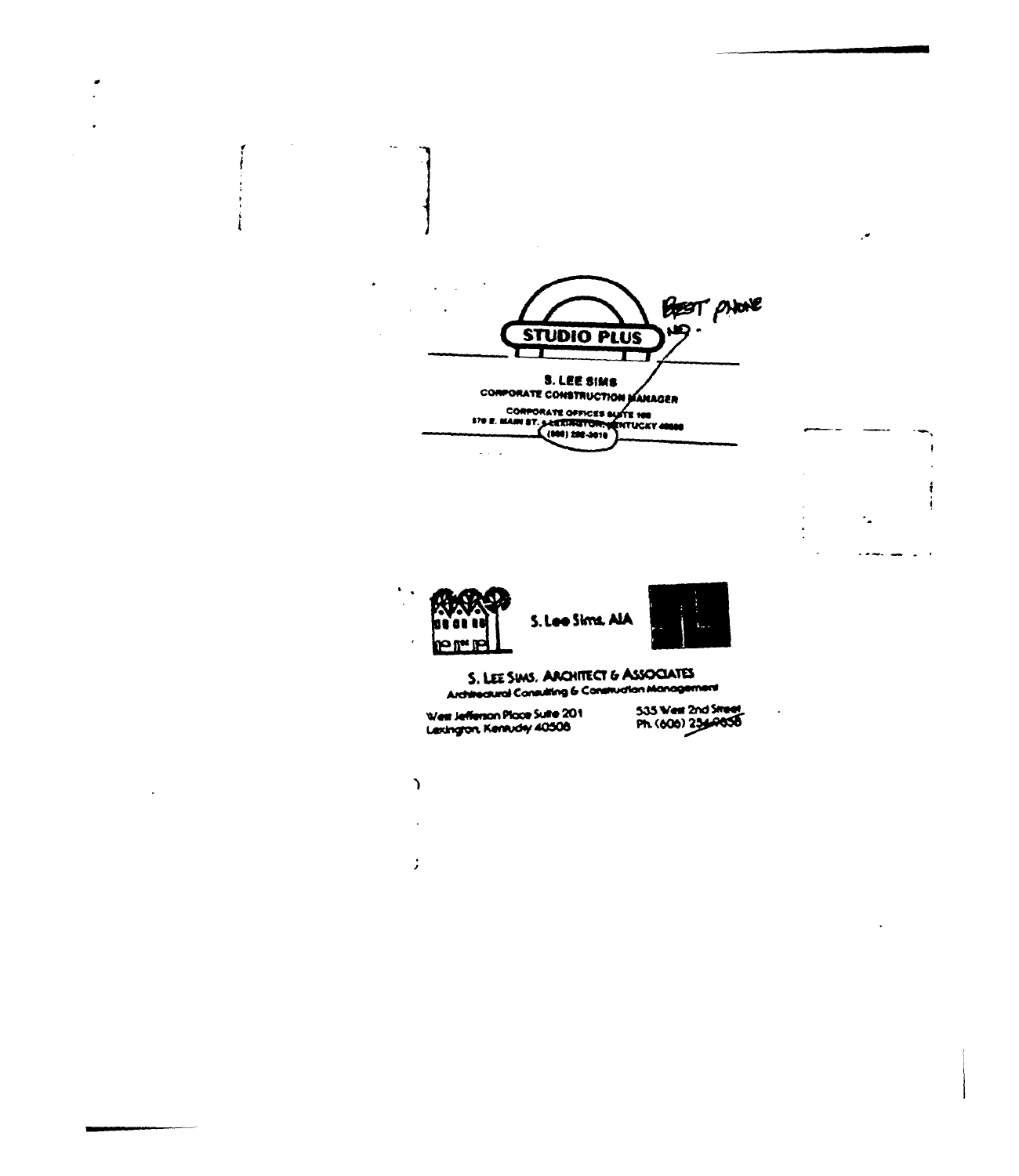STUDIO PLUS

BEST PHONE NO.

S. LEE SIMS
CORPORATE CONSTRUCTION MANAGER

CORPORATE OFFICES SUITE 100
570 E. MAIN ST. • LEXINGTON, KENTUCKY 40508
(606) 252-3010

S. Lee Sims, AIA

S. LEE SIMS, ARCHITECT & ASSOCIATES
Architectural Consulting & Construction Management

West Jefferson Place Suite 201
Lexington, Kentucky 40508

535 West 2nd Street
Ph. (606) 254-9858